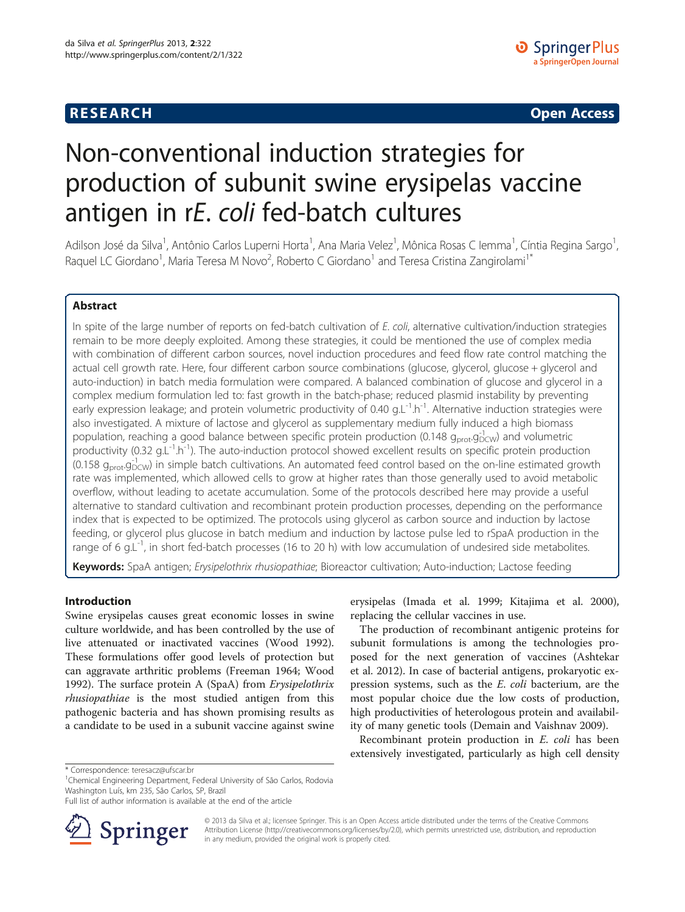RESEARCH Open Access

# Non-conventional induction strategies for production of subunit swine erysipelas vaccine antigen in r*E. coli* fed-batch cultures

Adilson José da Silva[1], Antônio Carlos Luperni Horta[1], Ana Maria Velez[1], Mônica Rosas C Iemma[1], Cíntia Regina Sargo[1], Raquel LC Giordano[1], Maria Teresa M Novo[2], Roberto C Giordano[1] and Teresa Cristina Zangirolami[1*]

## Abstract

In spite of the large number of reports on fed-batch cultivation of *E. coli*, alternative cultivation/induction strategies remain to be more deeply exploited. Among these strategies, it could be mentioned the use of complex media with combination of different carbon sources, novel induction procedures and feed flow rate control matching the actual cell growth rate. Here, four different carbon source combinations (glucose, glycerol, glucose + glycerol and auto-induction) in batch media formulation were compared. A balanced combination of glucose and glycerol in a complex medium formulation led to: fast growth in the batch-phase; reduced plasmid instability by preventing early expression leakage; and protein volumetric productivity of 0.40 $g.L^{-1}.h^{-1}$. Alternative induction strategies were also investigated. A mixture of lactose and glycerol as supplementary medium fully induced a high biomass population, reaching a good balance between specific protein production (0.148 $g_{prot}.g_{DCW}^{-1}$) and volumetric productivity (0.32 $g.L^{-1}.h^{-1}$). The auto-induction protocol showed excellent results on specific protein production (0.158 $g_{prot}.g_{DCW}^{-1}$) in simple batch cultivations. An automated feed control based on the on-line estimated growth rate was implemented, which allowed cells to grow at higher rates than those generally used to avoid metabolic overflow, without leading to acetate accumulation. Some of the protocols described here may provide a useful alternative to standard cultivation and recombinant protein production processes, depending on the performance index that is expected to be optimized. The protocols using glycerol as carbon source and induction by lactose feeding, or glycerol plus glucose in batch medium and induction by lactose pulse led to rSpaA production in the range of 6 $g.L^{-1}$, in short fed-batch processes (16 to 20 h) with low accumulation of undesired side metabolites.

**Keywords:** SpaA antigen; *Erysipelothrix rhusiopathiae*; Bioreactor cultivation; Auto-induction; Lactose feeding

## Introduction

Swine erysipelas causes great economic losses in swine culture worldwide, and has been controlled by the use of live attenuated or inactivated vaccines (Wood 1992). These formulations offer good levels of protection but can aggravate arthritic problems (Freeman 1964; Wood 1992). The surface protein A (SpaA) from *Erysipelothrix rhusiopathiae* is the most studied antigen from this pathogenic bacteria and has shown promising results as a candidate to be used in a subunit vaccine against swine erysipelas (Imada et al. 1999; Kitajima et al. 2000), replacing the cellular vaccines in use.

The production of recombinant antigenic proteins for subunit formulations is among the technologies proposed for the next generation of vaccines (Ashtekar et al. 2012). In case of bacterial antigens, prokaryotic expression systems, such as the *E. coli* bacterium, are the most popular choice due the low costs of production, high productivities of heterologous protein and availability of many genetic tools (Demain and Vaishnav 2009).

Recombinant protein production in *E. coli* has been extensively investigated, particularly as high cell density

\* Correspondence: teresacz@ufscar.br
[1]Chemical Engineering Department, Federal University of São Carlos, Rodovia Washington Luís, km 235, São Carlos, SP, Brazil
Full list of author information is available at the end of the article

© 2013 da Silva et al.; licensee Springer. This is an Open Access article distributed under the terms of the Creative Commons Attribution License (http://creativecommons.org/licenses/by/2.0), which permits unrestricted use, distribution, and reproduction in any medium, provided the original work is properly cited.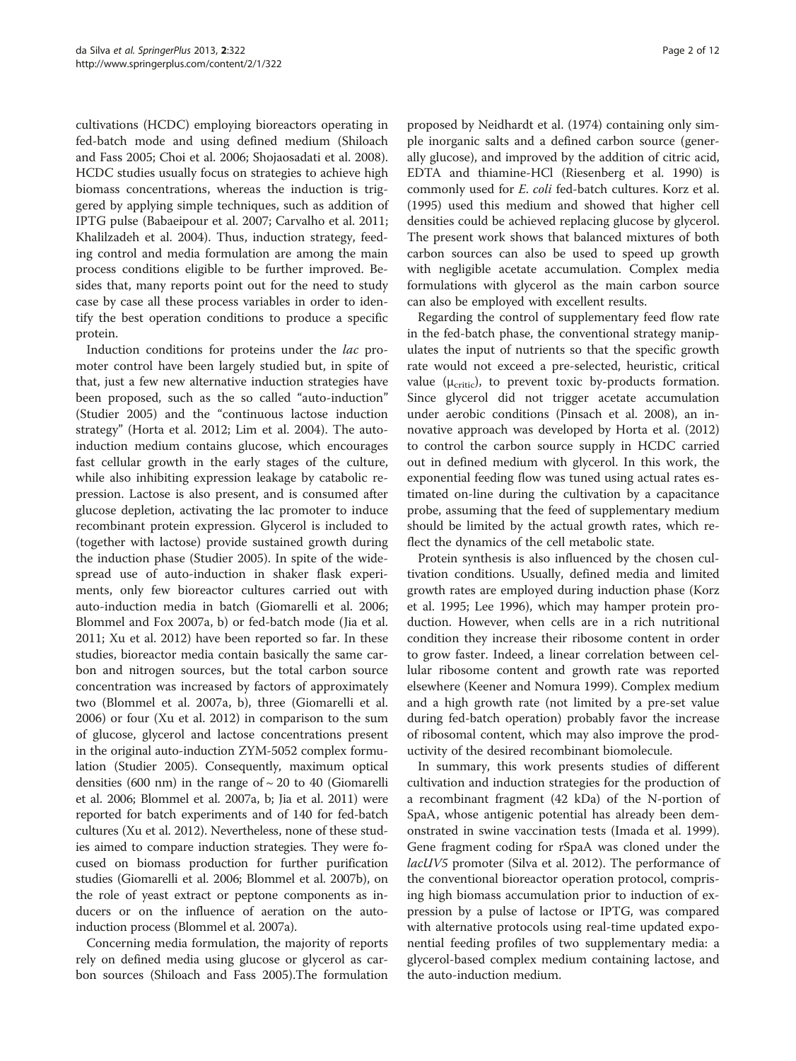cultivations (HCDC) employing bioreactors operating in fed-batch mode and using defined medium (Shiloach and Fass 2005; Choi et al. 2006; Shojaosadati et al. 2008). HCDC studies usually focus on strategies to achieve high biomass concentrations, whereas the induction is triggered by applying simple techniques, such as addition of IPTG pulse (Babaeipour et al. 2007; Carvalho et al. 2011; Khalilzadeh et al. 2004). Thus, induction strategy, feeding control and media formulation are among the main process conditions eligible to be further improved. Besides that, many reports point out for the need to study case by case all these process variables in order to identify the best operation conditions to produce a specific protein.

Induction conditions for proteins under the *lac* promoter control have been largely studied but, in spite of that, just a few new alternative induction strategies have been proposed, such as the so called "auto-induction" (Studier 2005) and the "continuous lactose induction strategy" (Horta et al. 2012; Lim et al. 2004). The auto-induction medium contains glucose, which encourages fast cellular growth in the early stages of the culture, while also inhibiting expression leakage by catabolic repression. Lactose is also present, and is consumed after glucose depletion, activating the lac promoter to induce recombinant protein expression. Glycerol is included to (together with lactose) provide sustained growth during the induction phase (Studier 2005). In spite of the widespread use of auto-induction in shaker flask experiments, only few bioreactor cultures carried out with auto-induction media in batch (Giomarelli et al. 2006; Blommel and Fox 2007a, b) or fed-batch mode (Jia et al. 2011; Xu et al. 2012) have been reported so far. In these studies, bioreactor media contain basically the same carbon and nitrogen sources, but the total carbon source concentration was increased by factors of approximately two (Blommel et al. 2007a, b), three (Giomarelli et al. 2006) or four (Xu et al. 2012) in comparison to the sum of glucose, glycerol and lactose concentrations present in the original auto-induction ZYM-5052 complex formulation (Studier 2005). Consequently, maximum optical densities (600 nm) in the range of ~ 20 to 40 (Giomarelli et al. 2006; Blommel et al. 2007a, b; Jia et al. 2011) were reported for batch experiments and of 140 for fed-batch cultures (Xu et al. 2012). Nevertheless, none of these studies aimed to compare induction strategies. They were focused on biomass production for further purification studies (Giomarelli et al. 2006; Blommel et al. 2007b), on the role of yeast extract or peptone components as inducers or on the influence of aeration on the auto-induction process (Blommel et al. 2007a).

Concerning media formulation, the majority of reports rely on defined media using glucose or glycerol as carbon sources (Shiloach and Fass 2005).The formulation proposed by Neidhardt et al. (1974) containing only simple inorganic salts and a defined carbon source (generally glucose), and improved by the addition of citric acid, EDTA and thiamine-HCl (Riesenberg et al. 1990) is commonly used for *E. coli* fed-batch cultures. Korz et al. (1995) used this medium and showed that higher cell densities could be achieved replacing glucose by glycerol. The present work shows that balanced mixtures of both carbon sources can also be used to speed up growth with negligible acetate accumulation. Complex media formulations with glycerol as the main carbon source can also be employed with excellent results.

Regarding the control of supplementary feed flow rate in the fed-batch phase, the conventional strategy manipulates the input of nutrients so that the specific growth rate would not exceed a pre-selected, heuristic, critical value ($\mu_{critic}$), to prevent toxic by-products formation. Since glycerol did not trigger acetate accumulation under aerobic conditions (Pinsach et al. 2008), an innovative approach was developed by Horta et al. (2012) to control the carbon source supply in HCDC carried out in defined medium with glycerol. In this work, the exponential feeding flow was tuned using actual rates estimated on-line during the cultivation by a capacitance probe, assuming that the feed of supplementary medium should be limited by the actual growth rates, which reflect the dynamics of the cell metabolic state.

Protein synthesis is also influenced by the chosen cultivation conditions. Usually, defined media and limited growth rates are employed during induction phase (Korz et al. 1995; Lee 1996), which may hamper protein production. However, when cells are in a rich nutritional condition they increase their ribosome content in order to grow faster. Indeed, a linear correlation between cellular ribosome content and growth rate was reported elsewhere (Keener and Nomura 1999). Complex medium and a high growth rate (not limited by a pre-set value during fed-batch operation) probably favor the increase of ribosomal content, which may also improve the productivity of the desired recombinant biomolecule.

In summary, this work presents studies of different cultivation and induction strategies for the production of a recombinant fragment (42 kDa) of the N-portion of SpaA, whose antigenic potential has already been demonstrated in swine vaccination tests (Imada et al. 1999). Gene fragment coding for rSpaA was cloned under the *lacUV5* promoter (Silva et al. 2012). The performance of the conventional bioreactor operation protocol, comprising high biomass accumulation prior to induction of expression by a pulse of lactose or IPTG, was compared with alternative protocols using real-time updated exponential feeding profiles of two supplementary media: a glycerol-based complex medium containing lactose, and the auto-induction medium.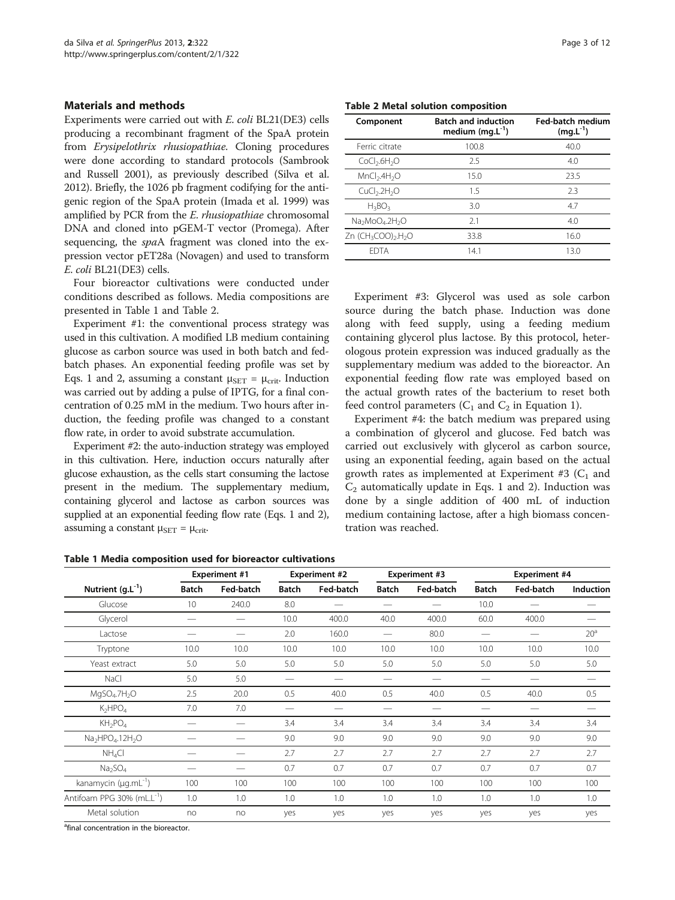## Materials and methods

Experiments were carried out with *E. coli* BL21(DE3) cells producing a recombinant fragment of the SpaA protein from *Erysipelothrix rhusiopathiae*. Cloning procedures were done according to standard protocols (Sambrook and Russell 2001), as previously described (Silva et al. 2012). Briefly, the 1026 pb fragment codifying for the antigenic region of the SpaA protein (Imada et al. 1999) was amplified by PCR from the *E. rhusiopathiae* chromosomal DNA and cloned into pGEM-T vector (Promega). After sequencing, the *spa*A fragment was cloned into the expression vector pET28a (Novagen) and used to transform *E. coli* BL21(DE3) cells.

Four bioreactor cultivations were conducted under conditions described as follows. Media compositions are presented in Table 1 and Table 2.

Experiment #1: the conventional process strategy was used in this cultivation. A modified LB medium containing glucose as carbon source was used in both batch and fed-batch phases. An exponential feeding profile was set by Eqs. 1 and 2, assuming a constant $\mu_{SET} = \mu_{crit}$. Induction was carried out by adding a pulse of IPTG, for a final concentration of 0.25 mM in the medium. Two hours after induction, the feeding profile was changed to a constant flow rate, in order to avoid substrate accumulation.

Experiment #2: the auto-induction strategy was employed in this cultivation. Here, induction occurs naturally after glucose exhaustion, as the cells start consuming the lactose present in the medium. The supplementary medium, containing glycerol and lactose as carbon sources was supplied at an exponential feeding flow rate (Eqs. 1 and 2), assuming a constant $\mu_{SET} = \mu_{crit}$.

**Table 2 Metal solution composition**

| Component | Batch and induction medium ($mg.L^{-1}$) | Fed-batch medium ($mg.L^{-1}$) |
|---|---|---|
| Ferric citrate | 100.8 | 40.0 |
| $CoCl_2.6H_2O$ | 2.5 | 4.0 |
| $MnCl_2.4H_2O$ | 15.0 | 23.5 |
| $CuCl_2.2H_2O$ | 1.5 | 2.3 |
| $H_3BO_3$ | 3.0 | 4.7 |
| $Na_2MoO_4.2H_2O$ | 2.1 | 4.0 |
| $Zn(CH_3COO)_2.H_2O$ | 33.8 | 16.0 |
| EDTA | 14.1 | 13.0 |

Experiment #3: Glycerol was used as sole carbon source during the batch phase. Induction was done along with feed supply, using a feeding medium containing glycerol plus lactose. By this protocol, heterologous protein expression was induced gradually as the supplementary medium was added to the bioreactor. An exponential feeding flow rate was employed based on the actual growth rates of the bacterium to reset both feed control parameters ($C_1$ and $C_2$ in Equation 1).

Experiment #4: the batch medium was prepared using a combination of glycerol and glucose. Fed batch was carried out exclusively with glycerol as carbon source, using an exponential feeding, again based on the actual growth rates as implemented at Experiment #3 ($C_1$ and $C_2$ automatically update in Eqs. 1 and 2). Induction was done by a single addition of 400 mL of induction medium containing lactose, after a high biomass concentration was reached.

**Table 1 Media composition used for bioreactor cultivations**

| | Experiment #1 | | Experiment #2 | | Experiment #3 | | Experiment #4 | | |
|---|---|---|---|---|---|---|---|---|---|
| Nutrient ($g.L^{-1}$) | Batch | Fed-batch | Batch | Fed-batch | Batch | Fed-batch | Batch | Fed-batch | Induction |
| Glucose | 10 | 240.0 | 8.0 | — | — | — | 10.0 | — | — |
| Glycerol | — | — | 10.0 | 400.0 | 40.0 | 400.0 | 60.0 | 400.0 | — |
| Lactose | — | — | 2.0 | 160.0 | — | 80.0 | — | — | 20[a] |
| Tryptone | 10.0 | 10.0 | 10.0 | 10.0 | 10.0 | 10.0 | 10.0 | 10.0 | 10.0 |
| Yeast extract | 5.0 | 5.0 | 5.0 | 5.0 | 5.0 | 5.0 | 5.0 | 5.0 | 5.0 |
| NaCl | 5.0 | 5.0 | — | — | — | — | — | — | — |
| $MgSO_4.7H_2O$ | 2.5 | 20.0 | 0.5 | 40.0 | 0.5 | 40.0 | 0.5 | 40.0 | 0.5 |
| $K_2HPO_4$ | 7.0 | 7.0 | — | — | — | — | — | — | — |
| $KH_2PO_4$ | — | — | 3.4 | 3.4 | 3.4 | 3.4 | 3.4 | 3.4 | 3.4 |
| $Na_2HPO_4.12H_2O$ | — | — | 9.0 | 9.0 | 9.0 | 9.0 | 9.0 | 9.0 | 9.0 |
| $NH_4Cl$ | — | — | 2.7 | 2.7 | 2.7 | 2.7 | 2.7 | 2.7 | 2.7 |
| $Na_2SO_4$ | — | — | 0.7 | 0.7 | 0.7 | 0.7 | 0.7 | 0.7 | 0.7 |
| kanamycin ($\mu g.mL^{-1}$) | 100 | 100 | 100 | 100 | 100 | 100 | 100 | 100 | 100 |
| Antifoam PPG 30% ($mL.L^{-1}$) | 1.0 | 1.0 | 1.0 | 1.0 | 1.0 | 1.0 | 1.0 | 1.0 | 1.0 |
| Metal solution | no | no | yes | yes | yes | yes | yes | yes | yes |

[a]final concentration in the bioreactor.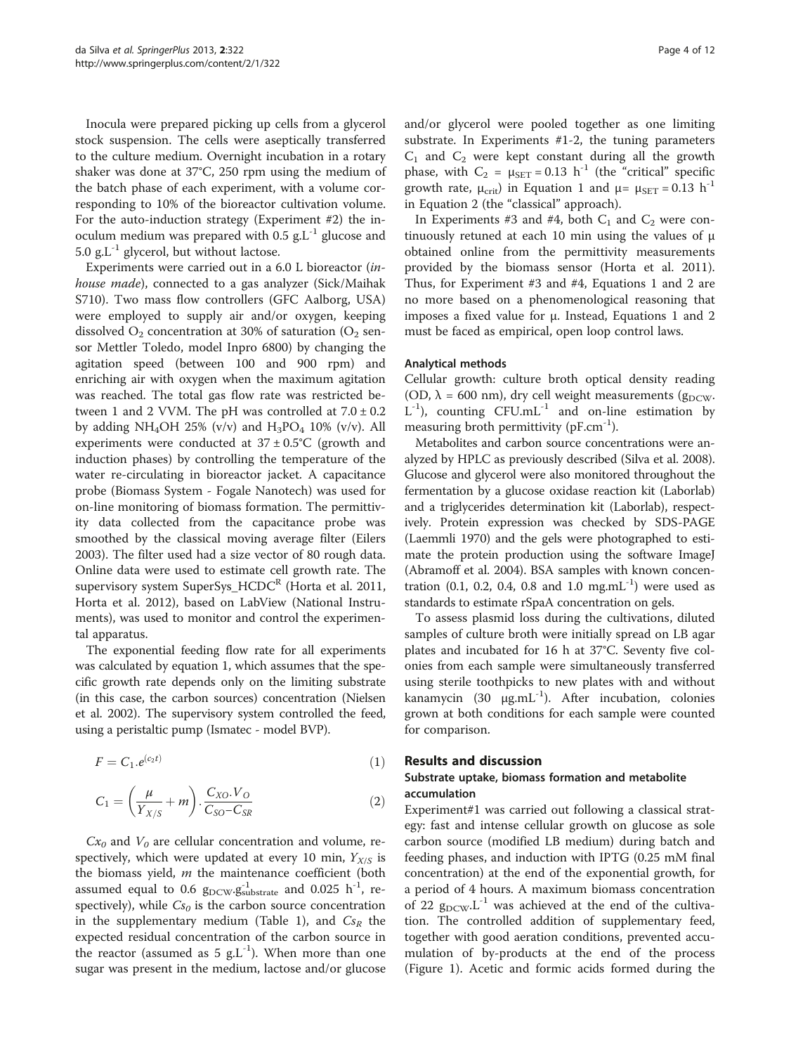Inocula were prepared picking up cells from a glycerol stock suspension. The cells were aseptically transferred to the culture medium. Overnight incubation in a rotary shaker was done at 37°C, 250 rpm using the medium of the batch phase of each experiment, with a volume corresponding to 10% of the bioreactor cultivation volume. For the auto-induction strategy (Experiment #2) the inoculum medium was prepared with 0.5 $g.L^{-1}$ glucose and 5.0 $g.L^{-1}$ glycerol, but without lactose.

Experiments were carried out in a 6.0 L bioreactor (*in-house made*), connected to a gas analyzer (Sick/Maihak S710). Two mass flow controllers (GFC Aalborg, USA) were employed to supply air and/or oxygen, keeping dissolved $O_2$ concentration at 30% of saturation ($O_2$ sensor Mettler Toledo, model Inpro 6800) by changing the agitation speed (between 100 and 900 rpm) and enriching air with oxygen when the maximum agitation was reached. The total gas flow rate was restricted between 1 and 2 VVM. The pH was controlled at 7.0 ± 0.2 by adding $NH_4OH$ 25% (v/v) and $H_3PO_4$ 10% (v/v). All experiments were conducted at 37 ± 0.5°C (growth and induction phases) by controlling the temperature of the water re-circulating in bioreactor jacket. A capacitance probe (Biomass System - Fogale Nanotech) was used for on-line monitoring of biomass formation. The permittivity data collected from the capacitance probe was smoothed by the classical moving average filter (Eilers 2003). The filter used had a size vector of 80 rough data. Online data were used to estimate cell growth rate. The supervisory system SuperSys_HCDC$^R$ (Horta et al. 2011, Horta et al. 2012), based on LabView (National Instruments), was used to monitor and control the experimental apparatus.

The exponential feeding flow rate for all experiments was calculated by equation 1, which assumes that the specific growth rate depends only on the limiting substrate (in this case, the carbon sources) concentration (Nielsen et al. 2002). The supervisory system controlled the feed, using a peristaltic pump (Ismatec - model BVP).

$$F = C_1.e^{(c_2 t)} \tag{1}$$

$$C_1 = \left(\frac{\mu}{Y_{X/S}} + m\right).\frac{C_{XO}.V_O}{C_{SO}-C_{SR}} \tag{2}$$

$Cx_0$ and $V_0$ are cellular concentration and volume, respectively, which were updated at every 10 min, $Y_{X/S}$ is the biomass yield, $m$ the maintenance coefficient (both assumed equal to 0.6 $g_{DCW}.g^{-1}_{substrate}$ and 0.025 $h^{-1}$, respectively), while $Cs_0$ is the carbon source concentration in the supplementary medium (Table 1), and $Cs_R$ the expected residual concentration of the carbon source in the reactor (assumed as 5 $g.L^{-1}$). When more than one sugar was present in the medium, lactose and/or glucose and/or glycerol were pooled together as one limiting substrate. In Experiments #1-2, the tuning parameters $C_1$ and $C_2$ were kept constant during all the growth phase, with $C_2 = \mu_{SET} = 0.13\ h^{-1}$ (the "critical" specific growth rate, $\mu_{crit}$) in Equation 1 and $\mu = \mu_{SET} = 0.13\ h^{-1}$ in Equation 2 (the "classical" approach).

In Experiments #3 and #4, both $C_1$ and $C_2$ were continuously retuned at each 10 min using the values of μ obtained online from the permittivity measurements provided by the biomass sensor (Horta et al. 2011). Thus, for Experiment #3 and #4, Equations 1 and 2 are no more based on a phenomenological reasoning that imposes a fixed value for μ. Instead, Equations 1 and 2 must be faced as empirical, open loop control laws.

### Analytical methods

Cellular growth: culture broth optical density reading (OD, λ = 600 nm), dry cell weight measurements ($g_{DCW}.L^{-1}$), counting $CFU.mL^{-1}$ and on-line estimation by measuring broth permittivity ($pF.cm^{-1}$).

Metabolites and carbon source concentrations were analyzed by HPLC as previously described (Silva et al. 2008). Glucose and glycerol were also monitored throughout the fermentation by a glucose oxidase reaction kit (Laborlab) and a triglycerides determination kit (Laborlab), respectively. Protein expression was checked by SDS-PAGE (Laemmli 1970) and the gels were photographed to estimate the protein production using the software ImageJ (Abramoff et al. 2004). BSA samples with known concentration (0.1, 0.2, 0.4, 0.8 and 1.0 $mg.mL^{-1}$) were used as standards to estimate rSpaA concentration on gels.

To assess plasmid loss during the cultivations, diluted samples of culture broth were initially spread on LB agar plates and incubated for 16 h at 37°C. Seventy five colonies from each sample were simultaneously transferred using sterile toothpicks to new plates with and without kanamycin (30 $\mu g.mL^{-1}$). After incubation, colonies grown at both conditions for each sample were counted for comparison.

## Results and discussion

### Substrate uptake, biomass formation and metabolite accumulation

Experiment#1 was carried out following a classical strategy: fast and intense cellular growth on glucose as sole carbon source (modified LB medium) during batch and feeding phases, and induction with IPTG (0.25 mM final concentration) at the end of the exponential growth, for a period of 4 hours. A maximum biomass concentration of 22 $g_{DCW}.L^{-1}$ was achieved at the end of the cultivation. The controlled addition of supplementary feed, together with good aeration conditions, prevented accumulation of by-products at the end of the process (Figure 1). Acetic and formic acids formed during the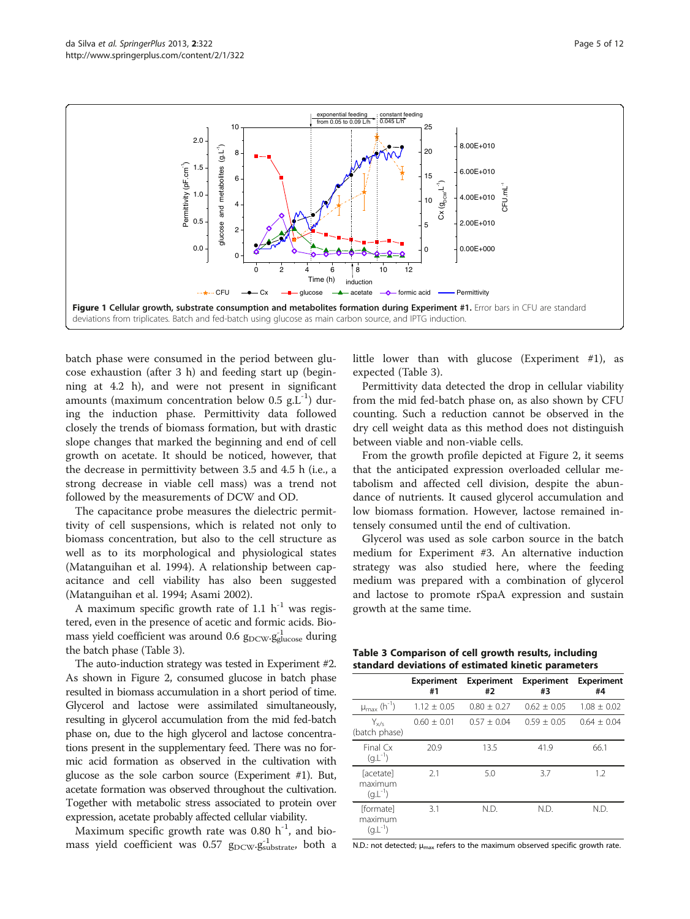**Figure 1 Cellular growth, substrate consumption and metabolites formation during Experiment #1.** Error bars in CFU are standard deviations from triplicates. Batch and fed-batch using glucose as main carbon source, and IPTG induction.

batch phase were consumed in the period between glucose exhaustion (after 3 h) and feeding start up (beginning at 4.2 h), and were not present in significant amounts (maximum concentration below 0.5 $g.L^{-1}$) during the induction phase. Permittivity data followed closely the trends of biomass formation, but with drastic slope changes that marked the beginning and end of cell growth on acetate. It should be noticed, however, that the decrease in permittivity between 3.5 and 4.5 h (i.e., a strong decrease in viable cell mass) was a trend not followed by the measurements of DCW and OD.

The capacitance probe measures the dielectric permittivity of cell suspensions, which is related not only to biomass concentration, but also to the cell structure as well as to its morphological and physiological states (Matanguihan et al. 1994). A relationship between capacitance and cell viability has also been suggested (Matanguihan et al. 1994; Asami 2002).

A maximum specific growth rate of 1.1 $h^{-1}$ was registered, even in the presence of acetic and formic acids. Biomass yield coefficient was around 0.6 $g_{DCW}.g_{glucose}^{-1}$ during the batch phase (Table 3).

The auto-induction strategy was tested in Experiment #2. As shown in Figure 2, consumed glucose in batch phase resulted in biomass accumulation in a short period of time. Glycerol and lactose were assimilated simultaneously, resulting in glycerol accumulation from the mid fed-batch phase on, due to the high glycerol and lactose concentrations present in the supplementary feed. There was no formic acid formation as observed in the cultivation with glucose as the sole carbon source (Experiment #1). But, acetate formation was observed throughout the cultivation. Together with metabolic stress associated to protein over expression, acetate probably affected cellular viability.

Maximum specific growth rate was 0.80 $h^{-1}$, and biomass yield coefficient was 0.57 $g_{DCW}.g_{substrate}^{-1}$, both a little lower than with glucose (Experiment #1), as expected (Table 3).

Permittivity data detected the drop in cellular viability from the mid fed-batch phase on, as also shown by CFU counting. Such a reduction cannot be observed in the dry cell weight data as this method does not distinguish between viable and non-viable cells.

From the growth profile depicted at Figure 2, it seems that the anticipated expression overloaded cellular metabolism and affected cell division, despite the abundance of nutrients. It caused glycerol accumulation and low biomass formation. However, lactose remained intensely consumed until the end of cultivation.

Glycerol was used as sole carbon source in the batch medium for Experiment #3. An alternative induction strategy was also studied here, where the feeding medium was prepared with a combination of glycerol and lactose to promote rSpaA expression and sustain growth at the same time.

**Table 3 Comparison of cell growth results, including standard deviations of estimated kinetic parameters**

| | Experiment #1 | Experiment #2 | Experiment #3 | Experiment #4 |
|---|---|---|---|---|
| $\mu_{max}$ ($h^{-1}$) | 1.12 ± 0.05 | 0.80 ± 0.27 | 0.62 ± 0.05 | 1.08 ± 0.02 |
| $Y_{x/s}$ (batch phase) | 0.60 ± 0.01 | 0.57 ± 0.04 | 0.59 ± 0.05 | 0.64 ± 0.04 |
| Final Cx ($g.L^{-1}$) | 20.9 | 13.5 | 41.9 | 66.1 |
| [acetate] maximum ($g.L^{-1}$) | 2.1 | 5.0 | 3.7 | 1.2 |
| [formate] maximum ($g.L^{-1}$) | 3.1 | N.D. | N.D. | N.D. |

N.D.: not detected; $\mu_{max}$ refers to the maximum observed specific growth rate.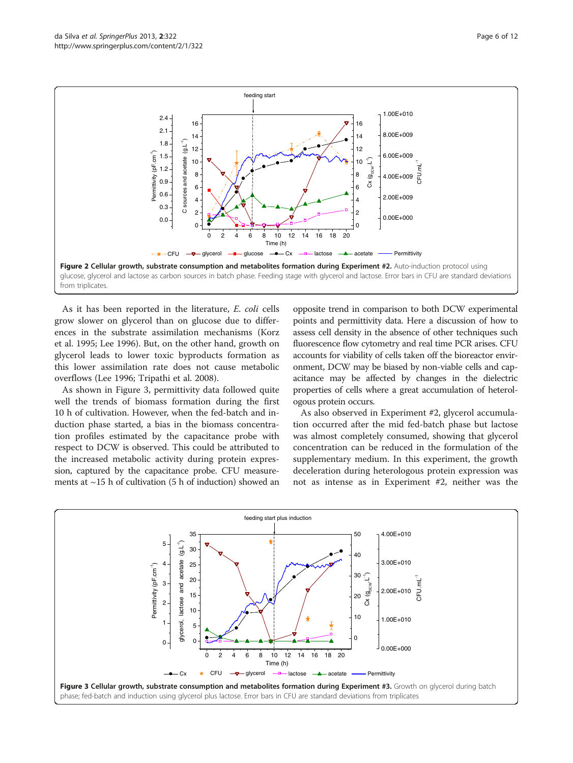**Figure 2 Cellular growth, substrate consumption and metabolites formation during Experiment #2.** Auto-induction protocol using glucose, glycerol and lactose as carbon sources in batch phase. Feeding stage with glycerol and lactose. Error bars in CFU are standard deviations from triplicates.

As it has been reported in the literature, *E. coli* cells grow slower on glycerol than on glucose due to differences in the substrate assimilation mechanisms (Korz et al. 1995; Lee 1996). But, on the other hand, growth on glycerol leads to lower toxic byproducts formation as this lower assimilation rate does not cause metabolic overflows (Lee 1996; Tripathi et al. 2008).

As shown in Figure 3, permittivity data followed quite well the trends of biomass formation during the first 10 h of cultivation. However, when the fed-batch and induction phase started, a bias in the biomass concentration profiles estimated by the capacitance probe with respect to DCW is observed. This could be attributed to the increased metabolic activity during protein expression, captured by the capacitance probe. CFU measurements at ~15 h of cultivation (5 h of induction) showed an opposite trend in comparison to both DCW experimental points and permittivity data. Here a discussion of how to assess cell density in the absence of other techniques such fluorescence flow cytometry and real time PCR arises. CFU accounts for viability of cells taken off the bioreactor environment, DCW may be biased by non-viable cells and capacitance may be affected by changes in the dielectric properties of cells where a great accumulation of heterologous protein occurs.

As also observed in Experiment #2, glycerol accumulation occurred after the mid fed-batch phase but lactose was almost completely consumed, showing that glycerol concentration can be reduced in the formulation of the supplementary medium. In this experiment, the growth deceleration during heterologous protein expression was not as intense as in Experiment #2, neither was the

**Figure 3 Cellular growth, substrate consumption and metabolites formation during Experiment #3.** Growth on glycerol during batch phase; fed-batch and induction using glycerol plus lactose. Error bars in CFU are standard deviations from triplicates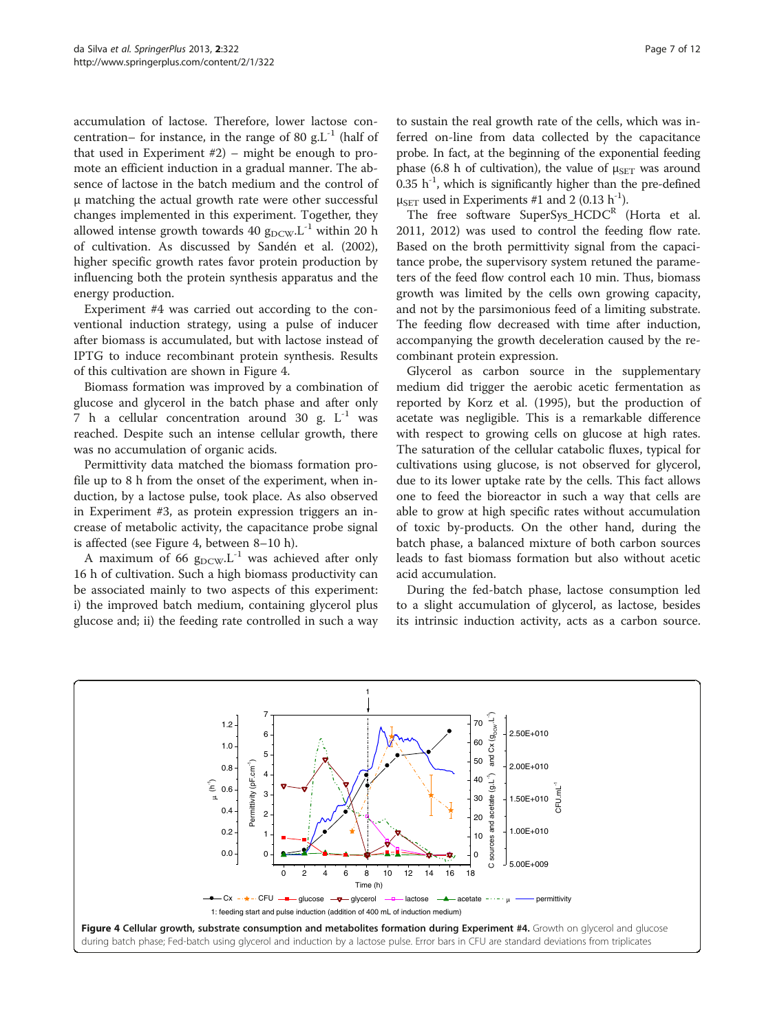accumulation of lactose. Therefore, lower lactose concentration– for instance, in the range of 80 g.L$^{-1}$ (half of that used in Experiment #2) – might be enough to promote an efficient induction in a gradual manner. The absence of lactose in the batch medium and the control of μ matching the actual growth rate were other successful changes implemented in this experiment. Together, they allowed intense growth towards 40 $g_{DCW}$.L$^{-1}$ within 20 h of cultivation. As discussed by Sandén et al. (2002), higher specific growth rates favor protein production by influencing both the protein synthesis apparatus and the energy production.

Experiment #4 was carried out according to the conventional induction strategy, using a pulse of inducer after biomass is accumulated, but with lactose instead of IPTG to induce recombinant protein synthesis. Results of this cultivation are shown in Figure 4.

Biomass formation was improved by a combination of glucose and glycerol in the batch phase and after only 7 h a cellular concentration around 30 g. L$^{-1}$ was reached. Despite such an intense cellular growth, there was no accumulation of organic acids.

Permittivity data matched the biomass formation profile up to 8 h from the onset of the experiment, when induction, by a lactose pulse, took place. As also observed in Experiment #3, as protein expression triggers an increase of metabolic activity, the capacitance probe signal is affected (see Figure 4, between 8–10 h).

A maximum of 66 $g_{DCW}$.L$^{-1}$ was achieved after only 16 h of cultivation. Such a high biomass productivity can be associated mainly to two aspects of this experiment: i) the improved batch medium, containing glycerol plus glucose and; ii) the feeding rate controlled in such a way to sustain the real growth rate of the cells, which was inferred on-line from data collected by the capacitance probe. In fact, at the beginning of the exponential feeding phase (6.8 h of cultivation), the value of $\mu_{SET}$ was around 0.35 h$^{-1}$, which is significantly higher than the pre-defined $\mu_{SET}$ used in Experiments #1 and 2 (0.13 h$^{-1}$).

The free software SuperSys_HCDC$^{R}$ (Horta et al. 2011, 2012) was used to control the feeding flow rate. Based on the broth permittivity signal from the capacitance probe, the supervisory system retuned the parameters of the feed flow control each 10 min. Thus, biomass growth was limited by the cells own growing capacity, and not by the parsimonious feed of a limiting substrate. The feeding flow decreased with time after induction, accompanying the growth deceleration caused by the recombinant protein expression.

Glycerol as carbon source in the supplementary medium did trigger the aerobic acetic fermentation as reported by Korz et al. (1995), but the production of acetate was negligible. This is a remarkable difference with respect to growing cells on glucose at high rates. The saturation of the cellular catabolic fluxes, typical for cultivations using glucose, is not observed for glycerol, due to its lower uptake rate by the cells. This fact allows one to feed the bioreactor in such a way that cells are able to grow at high specific rates without accumulation of toxic by-products. On the other hand, during the batch phase, a balanced mixture of both carbon sources leads to fast biomass formation but also without acetic acid accumulation.

During the fed-batch phase, lactose consumption led to a slight accumulation of glycerol, as lactose, besides its intrinsic induction activity, acts as a carbon source.

**Figure 4 Cellular growth, substrate consumption and metabolites formation during Experiment #4.** Growth on glycerol and glucose during batch phase; Fed-batch using glycerol and induction by a lactose pulse. Error bars in CFU are standard deviations from triplicates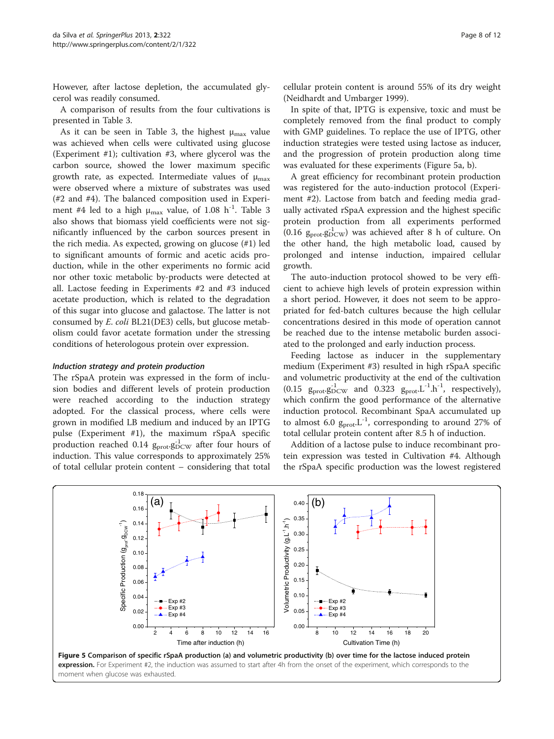However, after lactose depletion, the accumulated glycerol was readily consumed.

A comparison of results from the four cultivations is presented in Table 3.

As it can be seen in Table 3, the highest $\mu_{max}$ value was achieved when cells were cultivated using glucose (Experiment #1); cultivation #3, where glycerol was the carbon source, showed the lower maximum specific growth rate, as expected. Intermediate values of $\mu_{max}$ were observed where a mixture of substrates was used (#2 and #4). The balanced composition used in Experiment #4 led to a high $\mu_{max}$ value, of 1.08 $h^{-1}$. Table 3 also shows that biomass yield coefficients were not significantly influenced by the carbon sources present in the rich media. As expected, growing on glucose (#1) led to significant amounts of formic and acetic acids production, while in the other experiments no formic acid nor other toxic metabolic by-products were detected at all. Lactose feeding in Experiments #2 and #3 induced acetate production, which is related to the degradation of this sugar into glucose and galactose. The latter is not consumed by *E. coli* BL21(DE3) cells, but glucose metabolism could favor acetate formation under the stressing conditions of heterologous protein over expression.

### *Induction strategy and protein production*

The rSpaA protein was expressed in the form of inclusion bodies and different levels of protein production were reached according to the induction strategy adopted. For the classical process, where cells were grown in modified LB medium and induced by an IPTG pulse (Experiment #1), the maximum rSpaA specific production reached 0.14 $g_{prot}.g_{DCW}^{-1}$ after four hours of induction. This value corresponds to approximately 25% of total cellular protein content – considering that total cellular protein content is around 55% of its dry weight (Neidhardt and Umbarger 1999).

In spite of that, IPTG is expensive, toxic and must be completely removed from the final product to comply with GMP guidelines. To replace the use of IPTG, other induction strategies were tested using lactose as inducer, and the progression of protein production along time was evaluated for these experiments (Figure 5a, b).

A great efficiency for recombinant protein production was registered for the auto-induction protocol (Experiment #2). Lactose from batch and feeding media gradually activated rSpaA expression and the highest specific protein production from all experiments performed (0.16 $g_{prot}.g_{DCW}^{-1}$) was achieved after 8 h of culture. On the other hand, the high metabolic load, caused by prolonged and intense induction, impaired cellular growth.

The auto-induction protocol showed to be very efficient to achieve high levels of protein expression within a short period. However, it does not seem to be appropriated for fed-batch cultures because the high cellular concentrations desired in this mode of operation cannot be reached due to the intense metabolic burden associated to the prolonged and early induction process.

Feeding lactose as inducer in the supplementary medium (Experiment #3) resulted in high rSpaA specific and volumetric productivity at the end of the cultivation (0.15 $g_{prot}.g_{DCW}^{-1}$ and 0.323 $g_{prot}.L^{-1}.h^{-1}$, respectively), which confirm the good performance of the alternative induction protocol. Recombinant SpaA accumulated up to almost 6.0 $g_{prot}.L^{-1}$, corresponding to around 27% of total cellular protein content after 8.5 h of induction.

Addition of a lactose pulse to induce recombinant protein expression was tested in Cultivation #4. Although the rSpaA specific production was the lowest registered

**Figure 5 Comparison of specific rSpaA production (a) and volumetric productivity (b) over time for the lactose induced protein expression.** For Experiment #2, the induction was assumed to start after 4h from the onset of the experiment, which corresponds to the moment when glucose was exhausted.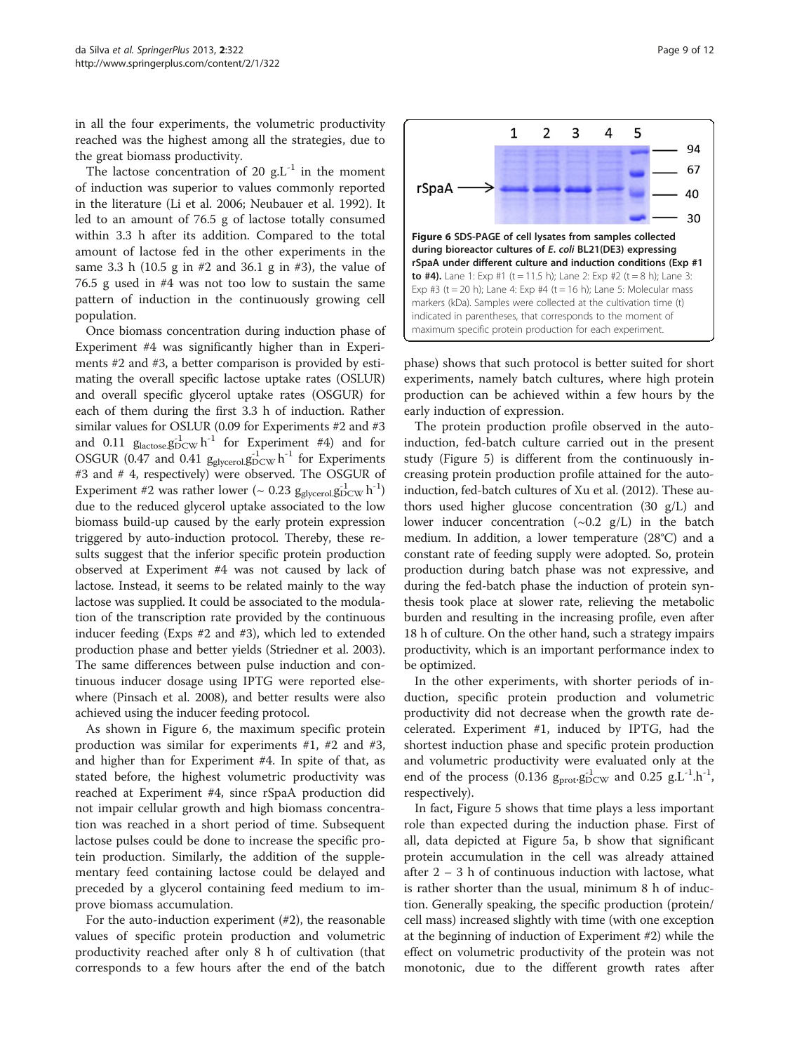in all the four experiments, the volumetric productivity reached was the highest among all the strategies, due to the great biomass productivity.

The lactose concentration of 20 $g.L^{-1}$ in the moment of induction was superior to values commonly reported in the literature (Li et al. 2006; Neubauer et al. 1992). It led to an amount of 76.5 g of lactose totally consumed within 3.3 h after its addition. Compared to the total amount of lactose fed in the other experiments in the same 3.3 h (10.5 g in #2 and 36.1 g in #3), the value of 76.5 g used in #4 was not too low to sustain the same pattern of induction in the continuously growing cell population.

Once biomass concentration during induction phase of Experiment #4 was significantly higher than in Experiments #2 and #3, a better comparison is provided by estimating the overall specific lactose uptake rates (OSLUR) and overall specific glycerol uptake rates (OSGUR) for each of them during the first 3.3 h of induction. Rather similar values for OSLUR (0.09 for Experiments #2 and #3 and 0.11 $g_{lactose}.g_{DCW}^{-1}\,h^{-1}$ for Experiment #4) and for OSGUR (0.47 and 0.41 $g_{glycerol}.g_{DCW}^{-1}\,h^{-1}$ for Experiments #3 and # 4, respectively) were observed. The OSGUR of Experiment #2 was rather lower (~ 0.23 $g_{glycerol}.g_{DCW}^{-1}\,h^{-1}$) due to the reduced glycerol uptake associated to the low biomass build-up caused by the early protein expression triggered by auto-induction protocol. Thereby, these results suggest that the inferior specific protein production observed at Experiment #4 was not caused by lack of lactose. Instead, it seems to be related mainly to the way lactose was supplied. It could be associated to the modulation of the transcription rate provided by the continuous inducer feeding (Exps #2 and #3), which led to extended production phase and better yields (Striedner et al. 2003). The same differences between pulse induction and continuous inducer dosage using IPTG were reported elsewhere (Pinsach et al. 2008), and better results were also achieved using the inducer feeding protocol.

As shown in Figure 6, the maximum specific protein production was similar for experiments #1, #2 and #3, and higher than for Experiment #4. In spite of that, as stated before, the highest volumetric productivity was reached at Experiment #4, since rSpaA production did not impair cellular growth and high biomass concentration was reached in a short period of time. Subsequent lactose pulses could be done to increase the specific protein production. Similarly, the addition of the supplementary feed containing lactose could be delayed and preceded by a glycerol containing feed medium to improve biomass accumulation.

For the auto-induction experiment (#2), the reasonable values of specific protein production and volumetric productivity reached after only 8 h of cultivation (that corresponds to a few hours after the end of the batch phase) shows that such protocol is better suited for short experiments, namely batch cultures, where high protein production can be achieved within a few hours by the early induction of expression.

**Figure 6 SDS-PAGE of cell lysates from samples collected during bioreactor cultures of *E. coli* BL21(DE3) expressing rSpaA under different culture and induction conditions (Exp #1 to #4).** Lane 1: Exp #1 (t = 11.5 h); Lane 2: Exp #2 (t = 8 h); Lane 3: Exp #3 (t = 20 h); Lane 4: Exp #4 (t = 16 h); Lane 5: Molecular mass markers (kDa). Samples were collected at the cultivation time (t) indicated in parentheses, that corresponds to the moment of maximum specific protein production for each experiment.

The protein production profile observed in the auto-induction, fed-batch culture carried out in the present study (Figure 5) is different from the continuously increasing protein production profile attained for the auto-induction, fed-batch cultures of Xu et al. (2012). These authors used higher glucose concentration (30 g/L) and lower inducer concentration (~0.2 g/L) in the batch medium. In addition, a lower temperature (28°C) and a constant rate of feeding supply were adopted. So, protein production during batch phase was not expressive, and during the fed-batch phase the induction of protein synthesis took place at slower rate, relieving the metabolic burden and resulting in the increasing profile, even after 18 h of culture. On the other hand, such a strategy impairs productivity, which is an important performance index to be optimized.

In the other experiments, with shorter periods of induction, specific protein production and volumetric productivity did not decrease when the growth rate decelerated. Experiment #1, induced by IPTG, had the shortest induction phase and specific protein production and volumetric productivity were evaluated only at the end of the process (0.136 $g_{prot}.g_{DCW}^{-1}$ and 0.25 $g.L^{-1}.h^{-1}$, respectively).

In fact, Figure 5 shows that time plays a less important role than expected during the induction phase. First of all, data depicted at Figure 5a, b show that significant protein accumulation in the cell was already attained after 2 – 3 h of continuous induction with lactose, what is rather shorter than the usual, minimum 8 h of induction. Generally speaking, the specific production (protein/cell mass) increased slightly with time (with one exception at the beginning of induction of Experiment #2) while the effect on volumetric productivity of the protein was not monotonic, due to the different growth rates after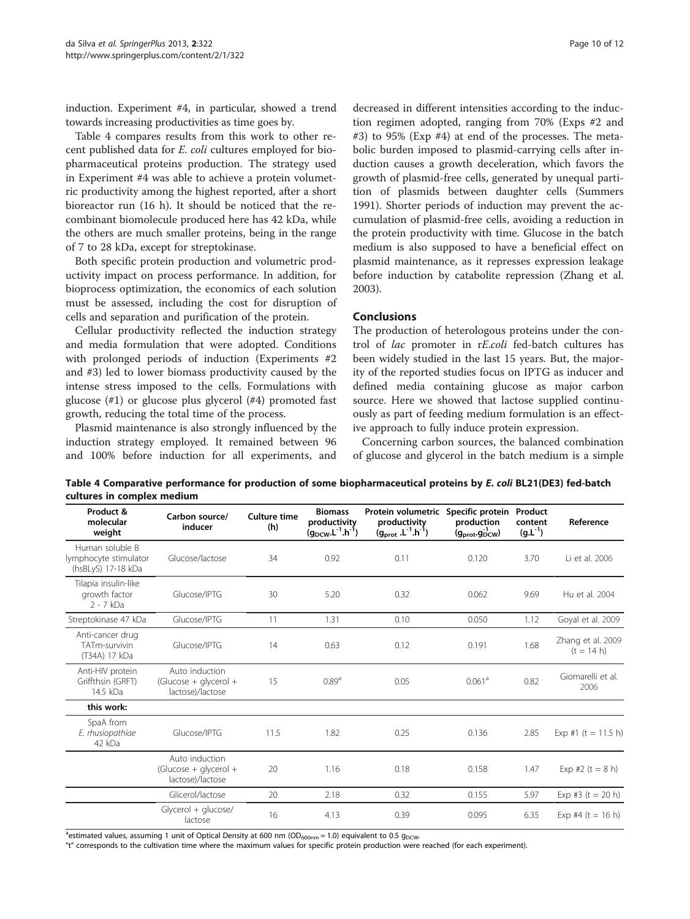induction. Experiment #4, in particular, showed a trend towards increasing productivities as time goes by.

Table 4 compares results from this work to other recent published data for *E. coli* cultures employed for biopharmaceutical proteins production. The strategy used in Experiment #4 was able to achieve a protein volumetric productivity among the highest reported, after a short bioreactor run (16 h). It should be noticed that the recombinant biomolecule produced here has 42 kDa, while the others are much smaller proteins, being in the range of 7 to 28 kDa, except for streptokinase.

Both specific protein production and volumetric productivity impact on process performance. In addition, for bioprocess optimization, the economics of each solution must be assessed, including the cost for disruption of cells and separation and purification of the protein.

Cellular productivity reflected the induction strategy and media formulation that were adopted. Conditions with prolonged periods of induction (Experiments #2 and #3) led to lower biomass productivity caused by the intense stress imposed to the cells. Formulations with glucose (#1) or glucose plus glycerol (#4) promoted fast growth, reducing the total time of the process.

Plasmid maintenance is also strongly influenced by the induction strategy employed. It remained between 96 and 100% before induction for all experiments, and decreased in different intensities according to the induction regimen adopted, ranging from 70% (Exps #2 and #3) to 95% (Exp #4) at end of the processes. The metabolic burden imposed to plasmid-carrying cells after induction causes a growth deceleration, which favors the growth of plasmid-free cells, generated by unequal partition of plasmids between daughter cells (Summers 1991). Shorter periods of induction may prevent the accumulation of plasmid-free cells, avoiding a reduction in the protein productivity with time. Glucose in the batch medium is also supposed to have a beneficial effect on plasmid maintenance, as it represses expression leakage before induction by catabolite repression (Zhang et al. 2003).

## Conclusions

The production of heterologous proteins under the control of *lac* promoter in r*E.coli* fed-batch cultures has been widely studied in the last 15 years. But, the majority of the reported studies focus on IPTG as inducer and defined media containing glucose as major carbon source. Here we showed that lactose supplied continuously as part of feeding medium formulation is an effective approach to fully induce protein expression.

Concerning carbon sources, the balanced combination of glucose and glycerol in the batch medium is a simple

**Table 4 Comparative performance for production of some biopharmaceutical proteins by *E. coli* BL21(DE3) fed-batch cultures in complex medium**

| Product & molecular weight | Carbon source/ inducer | Culture time (h) | Biomass productivity ($g_{DCW}.L^{-1}.h^{-1}$) | Protein volumetric productivity ($g_{prot}.L^{-1}.h^{-1}$) | Specific protein production ($g_{prot}.g_{DCW}^{-1}$) | Product content ($g.L^{-1}$) | Reference |
|---|---|---|---|---|---|---|---|
| Human soluble B lymphocyte stimulator (hsBLyS) 17-18 kDa | Glucose/lactose | 34 | 0.92 | 0.11 | 0.120 | 3.70 | Li et al. 2006 |
| Tilapia insulin-like growth factor 2 - 7 kDa | Glucose/IPTG | 30 | 5.20 | 0.32 | 0.062 | 9.69 | Hu et al. 2004 |
| Streptokinase 47 kDa | Glucose/IPTG | 11 | 1.31 | 0.10 | 0.050 | 1.12 | Goyal et al. 2009 |
| Anti-cancer drug TATm-survivin (T34A) 17 kDa | Glucose/IPTG | 14 | 0.63 | 0.12 | 0.191 | 1.68 | Zhang et al. 2009 (t = 14 h) |
| Anti-HIV protein Griffthsin (GRFT) 14.5 kDa | Auto induction (Glucose + glycerol + lactose)/lactose | 15 | 0.89[a] | 0.05 | 0.061[a] | 0.82 | Giomarelli et al. 2006 |
| **this work:** | | | | | | | |
| SpaA from *E. rhusiopathiae* 42 kDa | Glucose/IPTG | 11.5 | 1.82 | 0.25 | 0.136 | 2.85 | Exp #1 (t = 11.5 h) |
| | Auto induction (Glucose + glycerol + lactose)/lactose | 20 | 1.16 | 0.18 | 0.158 | 1.47 | Exp #2 (t = 8 h) |
| | Glicerol/lactose | 20 | 2.18 | 0.32 | 0.155 | 5.97 | Exp #3 (t = 20 h) |
| | Glycerol + glucose/ lactose | 16 | 4.13 | 0.39 | 0.095 | 6.35 | Exp #4 (t = 16 h) |

[a]estimated values, assuming 1 unit of Optical Density at 600 nm ($OD_{600nm}$ = 1.0) equivalent to 0.5 $g_{DCW}$.

"t" corresponds to the cultivation time where the maximum values for specific protein production were reached (for each experiment).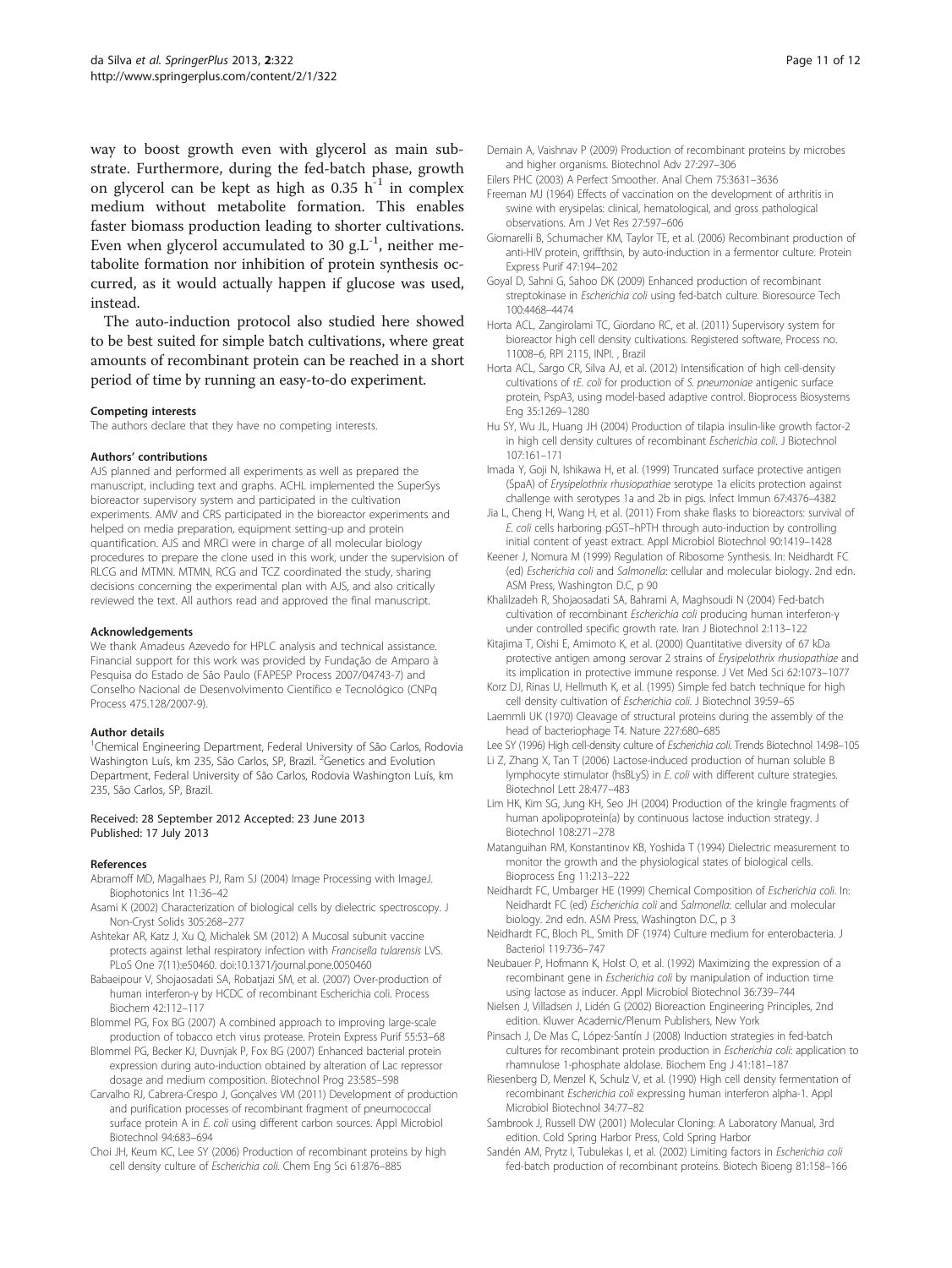way to boost growth even with glycerol as main substrate. Furthermore, during the fed-batch phase, growth on glycerol can be kept as high as 0.35 $h^{-1}$ in complex medium without metabolite formation. This enables faster biomass production leading to shorter cultivations. Even when glycerol accumulated to 30 $g.L^{-1}$, neither metabolite formation nor inhibition of protein synthesis occurred, as it would actually happen if glucose was used, instead.

The auto-induction protocol also studied here showed to be best suited for simple batch cultivations, where great amounts of recombinant protein can be reached in a short period of time by running an easy-to-do experiment.

#### Competing interests

The authors declare that they have no competing interests.

#### Authors' contributions

AJS planned and performed all experiments as well as prepared the manuscript, including text and graphs. ACHL implemented the SuperSys bioreactor supervisory system and participated in the cultivation experiments. AMV and CRS participated in the bioreactor experiments and helped on media preparation, equipment setting-up and protein quantification. AJS and MRCI were in charge of all molecular biology procedures to prepare the clone used in this work, under the supervision of RLCG and MTMN. MTMN, RCG and TCZ coordinated the study, sharing decisions concerning the experimental plan with AJS, and also critically reviewed the text. All authors read and approved the final manuscript.

#### Acknowledgements

We thank Amadeus Azevedo for HPLC analysis and technical assistance. Financial support for this work was provided by Fundação de Amparo à Pesquisa do Estado de São Paulo (FAPESP Process 2007/04743-7) and Conselho Nacional de Desenvolvimento Científico e Tecnológico (CNPq Process 475.128/2007-9).

#### Author details

[1]Chemical Engineering Department, Federal University of São Carlos, Rodovia Washington Luís, km 235, São Carlos, SP, Brazil. [2]Genetics and Evolution Department, Federal University of São Carlos, Rodovia Washington Luís, km 235, São Carlos, SP, Brazil.

Received: 28 September 2012 Accepted: 23 June 2013
Published: 17 July 2013

#### References

Abramoff MD, Magalhaes PJ, Ram SJ (2004) Image Processing with ImageJ. Biophotonics Int 11:36–42

Asami K (2002) Characterization of biological cells by dielectric spectroscopy. J Non-Cryst Solids 305:268–277

Ashtekar AR, Katz J, Xu Q, Michalek SM (2012) A Mucosal subunit vaccine protects against lethal respiratory infection with *Francisella tularensis* LVS. PLoS One 7(11):e50460. doi:10.1371/journal.pone.0050460

Babaeipour V, Shojaosadati SA, Robatjazi SM, et al. (2007) Over-production of human interferon-γ by HCDC of recombinant Escherichia coli. Process Biochem 42:112–117

Blommel PG, Fox BG (2007) A combined approach to improving large-scale production of tobacco etch virus protease. Protein Express Purif 55:53–68

Blommel PG, Becker KJ, Duvnjak P, Fox BG (2007) Enhanced bacterial protein expression during auto-induction obtained by alteration of Lac repressor dosage and medium composition. Biotechnol Prog 23:585–598

Carvalho RJ, Cabrera-Crespo J, Gonçalves VM (2011) Development of production and purification processes of recombinant fragment of pneumococcal surface protein A in *E. coli* using different carbon sources. Appl Microbiol Biotechnol 94:683–694

Choi JH, Keum KC, Lee SY (2006) Production of recombinant proteins by high cell density culture of *Escherichia coli*. Chem Eng Sci 61:876–885

Demain A, Vaishnav P (2009) Production of recombinant proteins by microbes and higher organisms. Biotechnol Adv 27:297–306

Eilers PHC (2003) A Perfect Smoother. Anal Chem 75:3631–3636

Freeman MJ (1964) Effects of vaccination on the development of arthritis in swine with erysipelas: clinical, hematological, and gross pathological observations. Am J Vet Res 27:597–606

Giomarelli B, Schumacher KM, Taylor TE, et al. (2006) Recombinant production of anti-HIV protein, griffthsin, by auto-induction in a fermentor culture. Protein Express Purif 47:194–202

Goyal D, Sahni G, Sahoo DK (2009) Enhanced production of recombinant streptokinase in *Escherichia coli* using fed-batch culture. Bioresource Tech 100:4468–4474

Horta ACL, Zangirolami TC, Giordano RC, et al. (2011) Supervisory system for bioreactor high cell density cultivations. Registered software, Process no. 11008–6, RPI 2115, INPI. , Brazil

Horta ACL, Sargo CR, Silva AJ, et al. (2012) Intensification of high cell-density cultivations of r*E. coli* for production of *S. pneumoniae* antigenic surface protein, PspA3, using model-based adaptive control. Bioprocess Biosystems Eng 35:1269–1280

Hu SY, Wu JL, Huang JH (2004) Production of tilapia insulin-like growth factor-2 in high cell density cultures of recombinant *Escherichia coli*. J Biotechnol 107:161–171

Imada Y, Goji N, Ishikawa H, et al. (1999) Truncated surface protective antigen (SpaA) of *Erysipelothrix rhusiopathiae* serotype 1a elicits protection against challenge with serotypes 1a and 2b in pigs. Infect Immun 67:4376–4382

Jia L, Cheng H, Wang H, et al. (2011) From shake flasks to bioreactors: survival of *E. coli* cells harboring pGST–hPTH through auto-induction by controlling initial content of yeast extract. Appl Microbiol Biotechnol 90:1419–1428

Keener J, Nomura M (1999) Regulation of Ribosome Synthesis. In: Neidhardt FC (ed) *Escherichia coli* and *Salmonella*: cellular and molecular biology. 2nd edn. ASM Press, Washington D.C, p 90

Khalilzadeh R, Shojaosadati SA, Bahrami A, Maghsoudi N (2004) Fed-batch cultivation of recombinant *Escherichia coli* producing human interferon-γ under controlled specific growth rate. Iran J Biotechnol 2:113–122

Kitajima T, Oishi E, Amimoto K, et al. (2000) Quantitative diversity of 67 kDa protective antigen among serovar 2 strains of *Erysipelothrix rhusiopathiae* and its implication in protective immune response. J Vet Med Sci 62:1073–1077

Korz DJ, Rinas U, Hellmuth K, et al. (1995) Simple fed batch technique for high cell density cultivation of *Escherichia coli*. J Biotechnol 39:59–65

Laemmli UK (1970) Cleavage of structural proteins during the assembly of the head of bacteriophage T4. Nature 227:680–685

Lee SY (1996) High cell-density culture of *Escherichia coli*. Trends Biotechnol 14:98–105

Li Z, Zhang X, Tan T (2006) Lactose-induced production of human soluble B lymphocyte stimulator (hsBLyS) in *E. coli* with different culture strategies. Biotechnol Lett 28:477–483

Lim HK, Kim SG, Jung KH, Seo JH (2004) Production of the kringle fragments of human apolipoprotein(a) by continuous lactose induction strategy. J Biotechnol 108:271–278

Matanguihan RM, Konstantinov KB, Yoshida T (1994) Dielectric measurement to monitor the growth and the physiological states of biological cells. Bioprocess Eng 11:213–222

Neidhardt FC, Umbarger HE (1999) Chemical Composition of *Escherichia coli*. In: Neidhardt FC (ed) *Escherichia coli* and *Salmonella*: cellular and molecular biology. 2nd edn. ASM Press, Washington D.C, p 3

Neidhardt FC, Bloch PL, Smith DF (1974) Culture medium for enterobacteria. J Bacteriol 119:736–747

Neubauer P, Hofmann K, Holst O, et al. (1992) Maximizing the expression of a recombinant gene in *Escherichia coli* by manipulation of induction time using lactose as inducer. Appl Microbiol Biotechnol 36:739–744

Nielsen J, Villadsen J, Lidén G (2002) Bioreaction Engineering Principles, 2nd edition. Kluwer Academic/Plenum Publishers, New York

Pinsach J, De Mas C, López-Santín J (2008) Induction strategies in fed-batch cultures for recombinant protein production in *Escherichia coli*: application to rhamnulose 1-phosphate aldolase. Biochem Eng J 41:181–187

Riesenberg D, Menzel K, Schulz V, et al. (1990) High cell density fermentation of recombinant *Escherichia coli* expressing human interferon alpha-1. Appl Microbiol Biotechnol 34:77–82

Sambrook J, Russell DW (2001) Molecular Cloning: A Laboratory Manual, 3rd edition. Cold Spring Harbor Press, Cold Spring Harbor

Sandén AM, Prytz I, Tubulekas I, et al. (2002) Limiting factors in *Escherichia coli* fed-batch production of recombinant proteins. Biotech Bioeng 81:158–166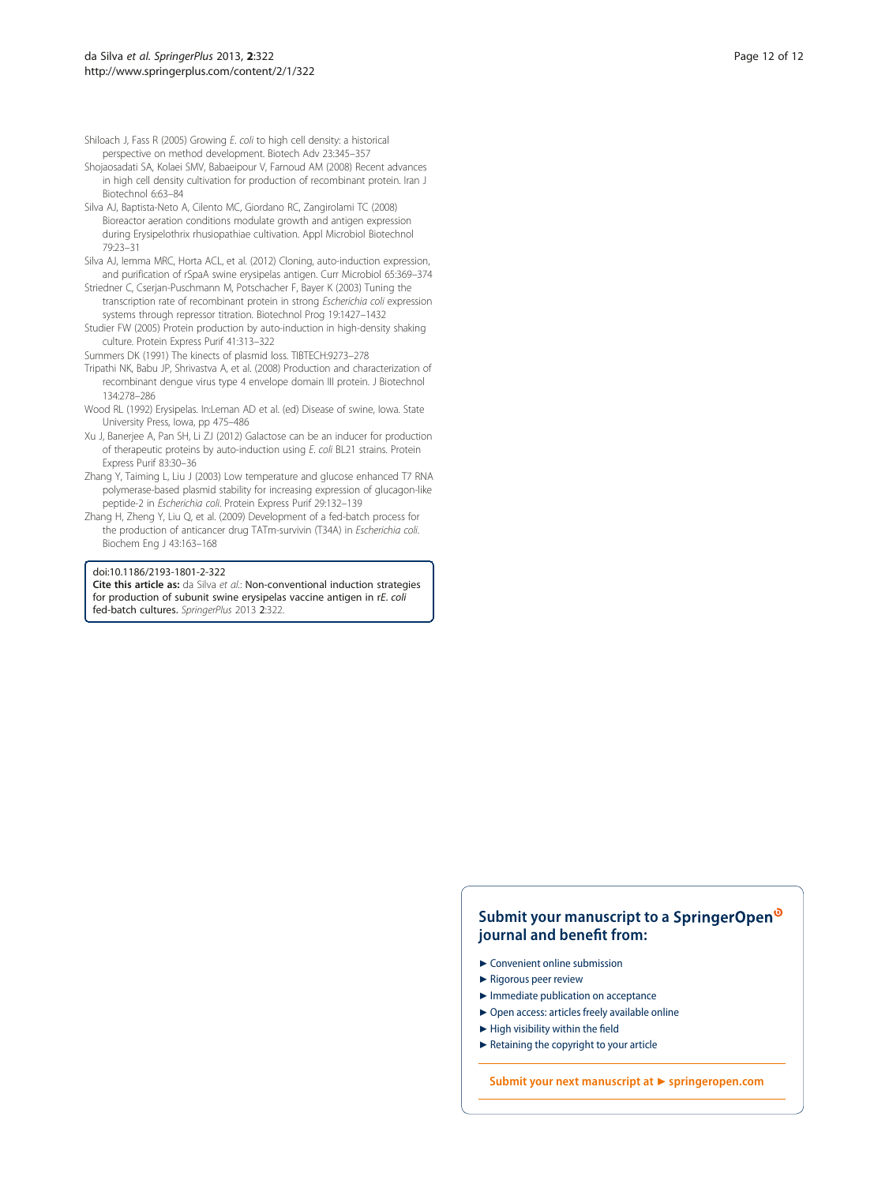Shiloach J, Fass R (2005) Growing *E. coli* to high cell density: a historical perspective on method development. Biotech Adv 23:345–357

Shojaosadati SA, Kolaei SMV, Babaeipour V, Farnoud AM (2008) Recent advances in high cell density cultivation for production of recombinant protein. Iran J Biotechnol 6:63–84

Silva AJ, Baptista-Neto A, Cilento MC, Giordano RC, Zangirolami TC (2008) Bioreactor aeration conditions modulate growth and antigen expression during Erysipelothrix rhusiopathiae cultivation. Appl Microbiol Biotechnol 79:23–31

Silva AJ, Iemma MRC, Horta ACL, et al. (2012) Cloning, auto-induction expression, and purification of rSpaA swine erysipelas antigen. Curr Microbiol 65:369–374

Striedner C, Cserjan-Puschmann M, Potschacher F, Bayer K (2003) Tuning the transcription rate of recombinant protein in strong *Escherichia coli* expression systems through repressor titration. Biotechnol Prog 19:1427–1432

Studier FW (2005) Protein production by auto-induction in high-density shaking culture. Protein Express Purif 41:313–322

Summers DK (1991) The kinects of plasmid loss. TIBTECH:9273–278

Tripathi NK, Babu JP, Shrivastva A, et al. (2008) Production and characterization of recombinant dengue virus type 4 envelope domain III protein. J Biotechnol 134:278–286

Wood RL (1992) Erysipelas. In:Leman AD et al. (ed) Disease of swine, Iowa. State University Press, Iowa, pp 475–486

Xu J, Banerjee A, Pan SH, Li ZJ (2012) Galactose can be an inducer for production of therapeutic proteins by auto-induction using *E. coli* BL21 strains. Protein Express Purif 83:30–36

Zhang Y, Taiming L, Liu J (2003) Low temperature and glucose enhanced T7 RNA polymerase-based plasmid stability for increasing expression of glucagon-like peptide-2 in *Escherichia coli*. Protein Express Purif 29:132–139

Zhang H, Zheng Y, Liu Q, et al. (2009) Development of a fed-batch process for the production of anticancer drug TATm-survivin (T34A) in *Escherichia coli*. Biochem Eng J 43:163–168

doi:10.1186/2193-1801-2-322

**Cite this article as:** da Silva *et al.*: Non-conventional induction strategies for production of subunit swine erysipelas vaccine antigen in r*E. coli* fed-batch cultures. *SpringerPlus* 2013 **2**:322.

**Submit your manuscript to a SpringerOpen journal and benefit from:**

- ► Convenient online submission
- ► Rigorous peer review
- ► Immediate publication on acceptance
- ► Open access: articles freely available online
- ► High visibility within the field
- ► Retaining the copyright to your article

**Submit your next manuscript at ► springeropen.com**